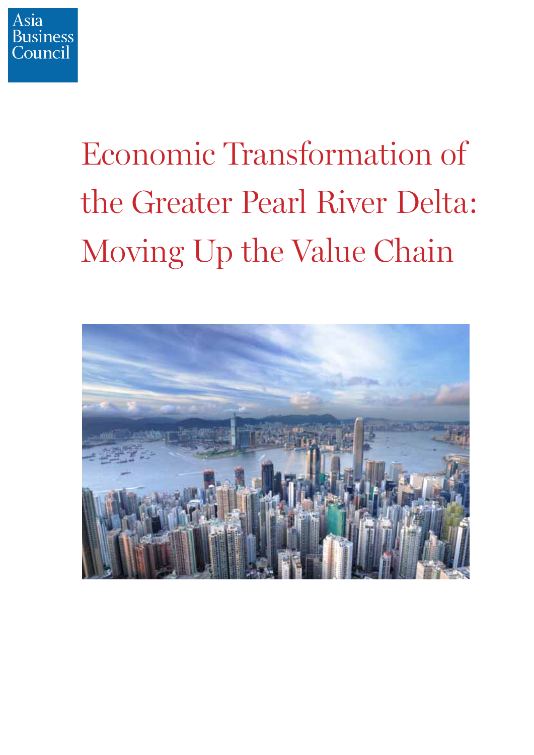Asia Business Council

# Economic Transformation of the Greater Pearl River Delta: Moving Up the Value Chain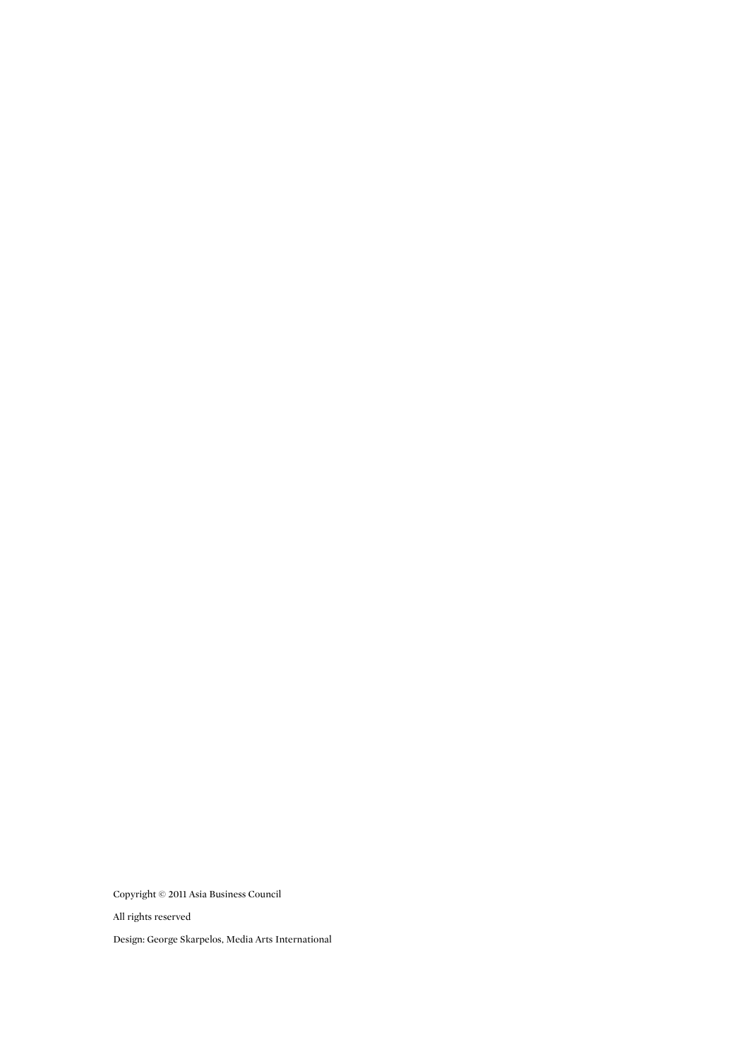Copyright © 2011 Asia Business Council

All rights reserved

Design: George Skarpelos, Media Arts International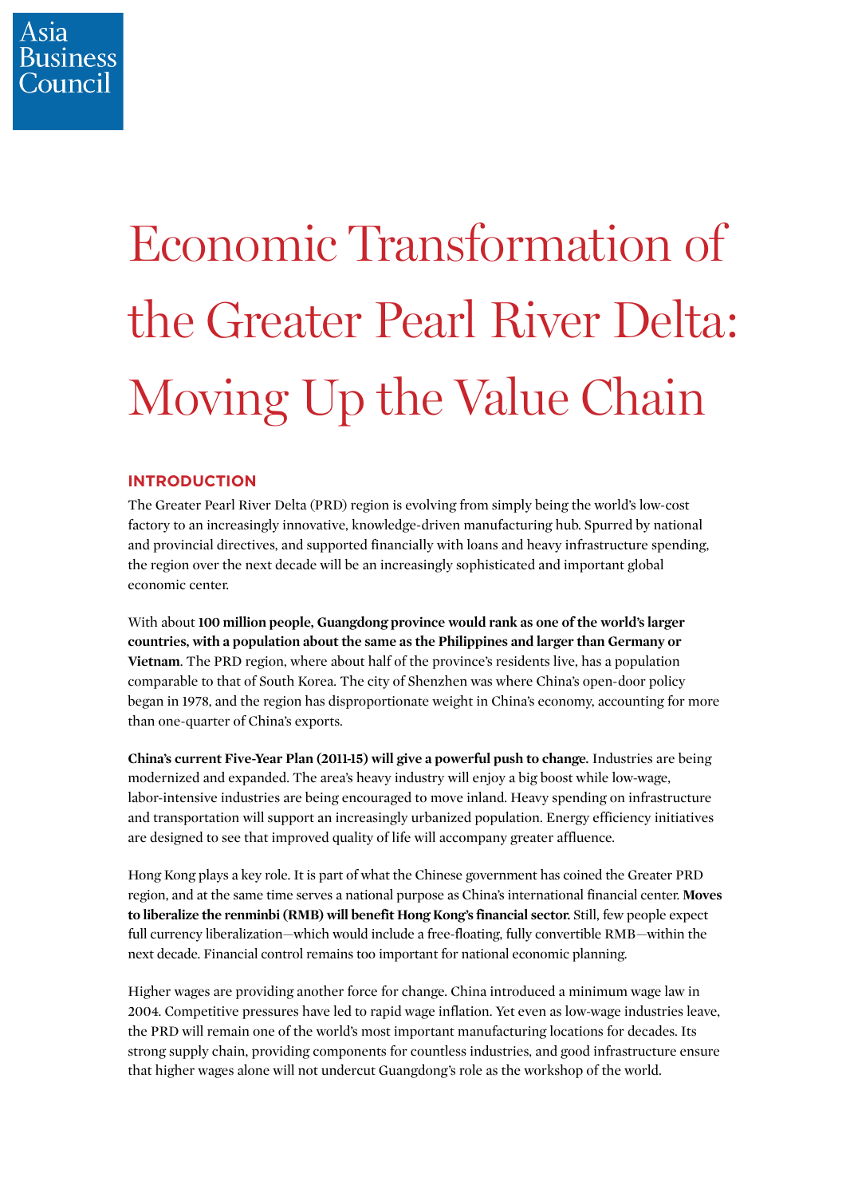Asia Business Council

# Economic Transformation of the Greater Pearl River Delta: Moving Up the Value Chain

## INTRODUCTION

The Greater Pearl River Delta (PRD) region is evolving from simply being the world's low-cost factory to an increasingly innovative, knowledge-driven manufacturing hub. Spurred by national and provincial directives, and supported financially with loans and heavy infrastructure spending, the region over the next decade will be an increasingly sophisticated and important global economic center.

With about **100 million people, Guangdong province would rank as one of the world's larger countries, with a population about the same as the Philippines and larger than Germany or Vietnam**. The PRD region, where about half of the province's residents live, has a population comparable to that of South Korea. The city of Shenzhen was where China's open-door policy began in 1978, and the region has disproportionate weight in China's economy, accounting for more than one-quarter of China's exports.

**China's current Five-Year Plan (2011-15) will give a powerful push to change.** Industries are being modernized and expanded. The area's heavy industry will enjoy a big boost while low-wage, labor-intensive industries are being encouraged to move inland. Heavy spending on infrastructure and transportation will support an increasingly urbanized population. Energy efficiency initiatives are designed to see that improved quality of life will accompany greater affluence.

Hong Kong plays a key role. It is part of what the Chinese government has coined the Greater PRD region, and at the same time serves a national purpose as China's international financial center. **Moves to liberalize the renminbi (RMB) will benefit Hong Kong's financial sector.** Still, few people expect full currency liberalization—which would include a free-floating, fully convertible RMB—within the next decade. Financial control remains too important for national economic planning.

Higher wages are providing another force for change. China introduced a minimum wage law in 2004. Competitive pressures have led to rapid wage inflation. Yet even as low-wage industries leave, the PRD will remain one of the world's most important manufacturing locations for decades. Its strong supply chain, providing components for countless industries, and good infrastructure ensure that higher wages alone will not undercut Guangdong's role as the workshop of the world.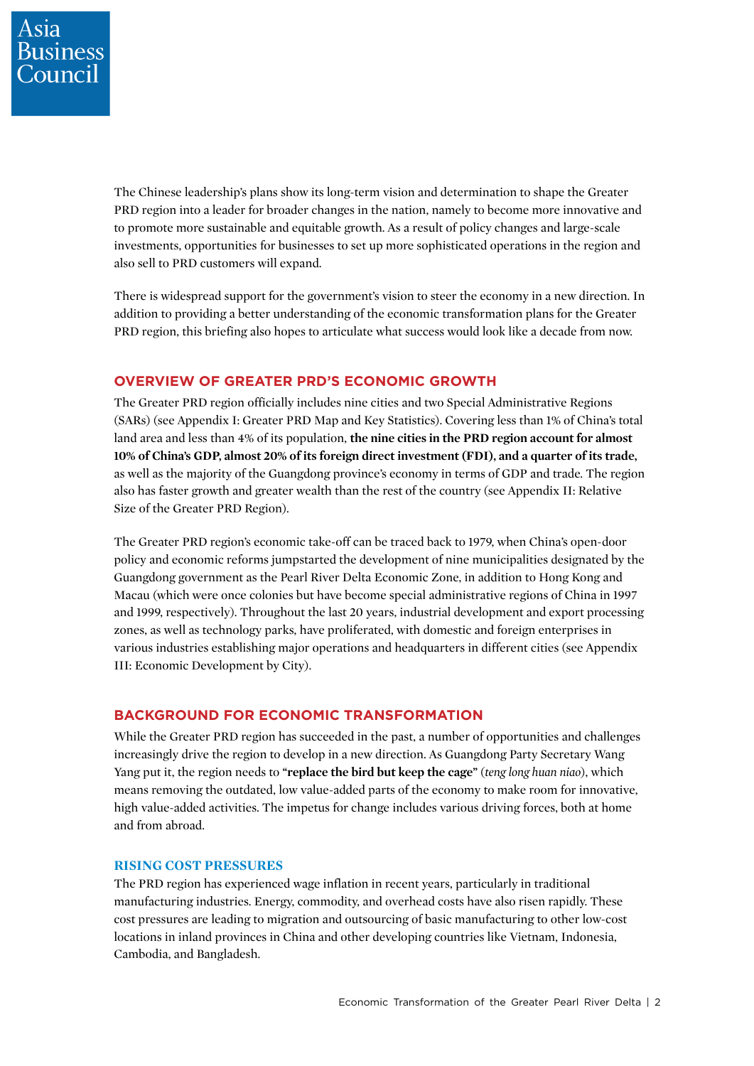The Chinese leadership's plans show its long-term vision and determination to shape the Greater PRD region into a leader for broader changes in the nation, namely to become more innovative and to promote more sustainable and equitable growth. As a result of policy changes and large-scale investments, opportunities for businesses to set up more sophisticated operations in the region and also sell to PRD customers will expand.

There is widespread support for the government's vision to steer the economy in a new direction. In addition to providing a better understanding of the economic transformation plans for the Greater PRD region, this briefing also hopes to articulate what success would look like a decade from now.

## OVERVIEW OF GREATER PRD'S ECONOMIC GROWTH

The Greater PRD region officially includes nine cities and two Special Administrative Regions (SARs) (see Appendix I: Greater PRD Map and Key Statistics). Covering less than 1% of China's total land area and less than 4% of its population, **the nine cities in the PRD region account for almost 10% of China's GDP, almost 20% of its foreign direct investment (FDI), and a quarter of its trade,** as well as the majority of the Guangdong province's economy in terms of GDP and trade. The region also has faster growth and greater wealth than the rest of the country (see Appendix II: Relative Size of the Greater PRD Region).

The Greater PRD region's economic take-off can be traced back to 1979, when China's open-door policy and economic reforms jumpstarted the development of nine municipalities designated by the Guangdong government as the Pearl River Delta Economic Zone, in addition to Hong Kong and Macau (which were once colonies but have become special administrative regions of China in 1997 and 1999, respectively). Throughout the last 20 years, industrial development and export processing zones, as well as technology parks, have proliferated, with domestic and foreign enterprises in various industries establishing major operations and headquarters in different cities (see Appendix III: Economic Development by City).

## BACKGROUND FOR ECONOMIC TRANSFORMATION

While the Greater PRD region has succeeded in the past, a number of opportunities and challenges increasingly drive the region to develop in a new direction. As Guangdong Party Secretary Wang Yang put it, the region needs to **"replace the bird but keep the cage"** (*teng long huan niao*), which means removing the outdated, low value-added parts of the economy to make room for innovative, high value-added activities. The impetus for change includes various driving forces, both at home and from abroad.

### RISING COST PRESSURES

The PRD region has experienced wage inflation in recent years, particularly in traditional manufacturing industries. Energy, commodity, and overhead costs have also risen rapidly. These cost pressures are leading to migration and outsourcing of basic manufacturing to other low-cost locations in inland provinces in China and other developing countries like Vietnam, Indonesia, Cambodia, and Bangladesh.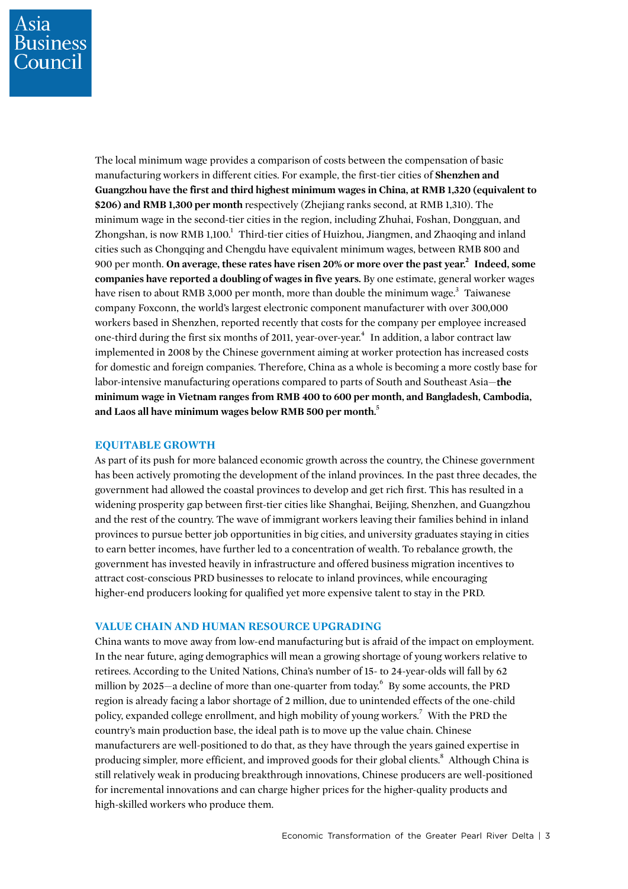The local minimum wage provides a comparison of costs between the compensation of basic manufacturing workers in different cities. For example, the first-tier cities of **Shenzhen and Guangzhou have the first and third highest minimum wages in China, at RMB 1,320 (equivalent to $206) and RMB 1,300 per month** respectively (Zhejiang ranks second, at RMB 1,310). The minimum wage in the second-tier cities in the region, including Zhuhai, Foshan, Dongguan, and Zhongshan, is now RMB 1,100.[1] Third-tier cities of Huizhou, Jiangmen, and Zhaoqing and inland cities such as Chongqing and Chengdu have equivalent minimum wages, between RMB 800 and 900 per month. **On average, these rates have risen 20% or more over the past year.**[2] **Indeed, some companies have reported a doubling of wages in five years.** By one estimate, general worker wages have risen to about RMB 3,000 per month, more than double the minimum wage.[3] Taiwanese company Foxconn, the world's largest electronic component manufacturer with over 300,000 workers based in Shenzhen, reported recently that costs for the company per employee increased one-third during the first six months of 2011, year-over-year.[4] In addition, a labor contract law implemented in 2008 by the Chinese government aiming at worker protection has increased costs for domestic and foreign companies. Therefore, China as a whole is becoming a more costly base for labor-intensive manufacturing operations compared to parts of South and Southeast Asia—**the minimum wage in Vietnam ranges from RMB 400 to 600 per month, and Bangladesh, Cambodia, and Laos all have minimum wages below RMB 500 per month.**[5]

## EQUITABLE GROWTH

As part of its push for more balanced economic growth across the country, the Chinese government has been actively promoting the development of the inland provinces. In the past three decades, the government had allowed the coastal provinces to develop and get rich first. This has resulted in a widening prosperity gap between first-tier cities like Shanghai, Beijing, Shenzhen, and Guangzhou and the rest of the country. The wave of immigrant workers leaving their families behind in inland provinces to pursue better job opportunities in big cities, and university graduates staying in cities to earn better incomes, have further led to a concentration of wealth. To rebalance growth, the government has invested heavily in infrastructure and offered business migration incentives to attract cost-conscious PRD businesses to relocate to inland provinces, while encouraging higher-end producers looking for qualified yet more expensive talent to stay in the PRD.

## VALUE CHAIN AND HUMAN RESOURCE UPGRADING

China wants to move away from low-end manufacturing but is afraid of the impact on employment. In the near future, aging demographics will mean a growing shortage of young workers relative to retirees. According to the United Nations, China's number of 15- to 24-year-olds will fall by 62 million by 2025—a decline of more than one-quarter from today.[6] By some accounts, the PRD region is already facing a labor shortage of 2 million, due to unintended effects of the one-child policy, expanded college enrollment, and high mobility of young workers.[7] With the PRD the country's main production base, the ideal path is to move up the value chain. Chinese manufacturers are well-positioned to do that, as they have through the years gained expertise in producing simpler, more efficient, and improved goods for their global clients.[8] Although China is still relatively weak in producing breakthrough innovations, Chinese producers are well-positioned for incremental innovations and can charge higher prices for the higher-quality products and high-skilled workers who produce them.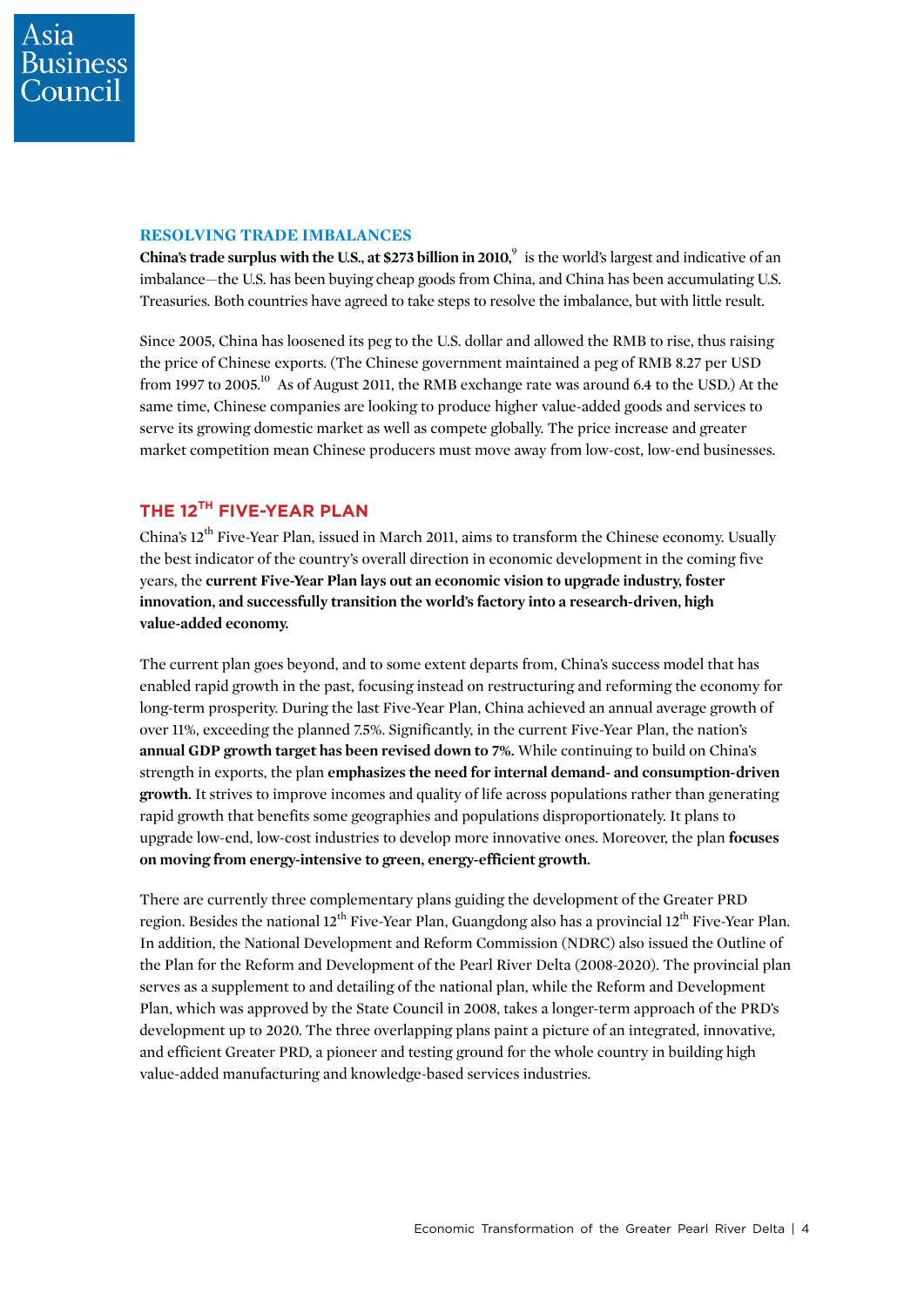## RESOLVING TRADE IMBALANCES

**China's trade surplus with the U.S., at $273 billion in 2010,**[9] is the world's largest and indicative of an imbalance—the U.S. has been buying cheap goods from China, and China has been accumulating U.S. Treasuries. Both countries have agreed to take steps to resolve the imbalance, but with little result.

Since 2005, China has loosened its peg to the U.S. dollar and allowed the RMB to rise, thus raising the price of Chinese exports. (The Chinese government maintained a peg of RMB 8.27 per USD from 1997 to 2005.[10] As of August 2011, the RMB exchange rate was around 6.4 to the USD.) At the same time, Chinese companies are looking to produce higher value-added goods and services to serve its growing domestic market as well as compete globally. The price increase and greater market competition mean Chinese producers must move away from low-cost, low-end businesses.

## THE 12TH FIVE-YEAR PLAN

China's 12th Five-Year Plan, issued in March 2011, aims to transform the Chinese economy. Usually the best indicator of the country's overall direction in economic development in the coming five years, the **current Five-Year Plan lays out an economic vision to upgrade industry, foster innovation, and successfully transition the world's factory into a research-driven, high value-added economy.**

The current plan goes beyond, and to some extent departs from, China's success model that has enabled rapid growth in the past, focusing instead on restructuring and reforming the economy for long-term prosperity. During the last Five-Year Plan, China achieved an annual average growth of over 11%, exceeding the planned 7.5%. Significantly, in the current Five-Year Plan, the nation's **annual GDP growth target has been revised down to 7%.** While continuing to build on China's strength in exports, the plan **emphasizes the need for internal demand- and consumption-driven growth.** It strives to improve incomes and quality of life across populations rather than generating rapid growth that benefits some geographies and populations disproportionately. It plans to upgrade low-end, low-cost industries to develop more innovative ones. Moreover, the plan **focuses on moving from energy-intensive to green, energy-efficient growth.**

There are currently three complementary plans guiding the development of the Greater PRD region. Besides the national 12th Five-Year Plan, Guangdong also has a provincial 12th Five-Year Plan. In addition, the National Development and Reform Commission (NDRC) also issued the Outline of the Plan for the Reform and Development of the Pearl River Delta (2008-2020). The provincial plan serves as a supplement to and detailing of the national plan, while the Reform and Development Plan, which was approved by the State Council in 2008, takes a longer-term approach of the PRD's development up to 2020. The three overlapping plans paint a picture of an integrated, innovative, and efficient Greater PRD, a pioneer and testing ground for the whole country in building high value-added manufacturing and knowledge-based services industries.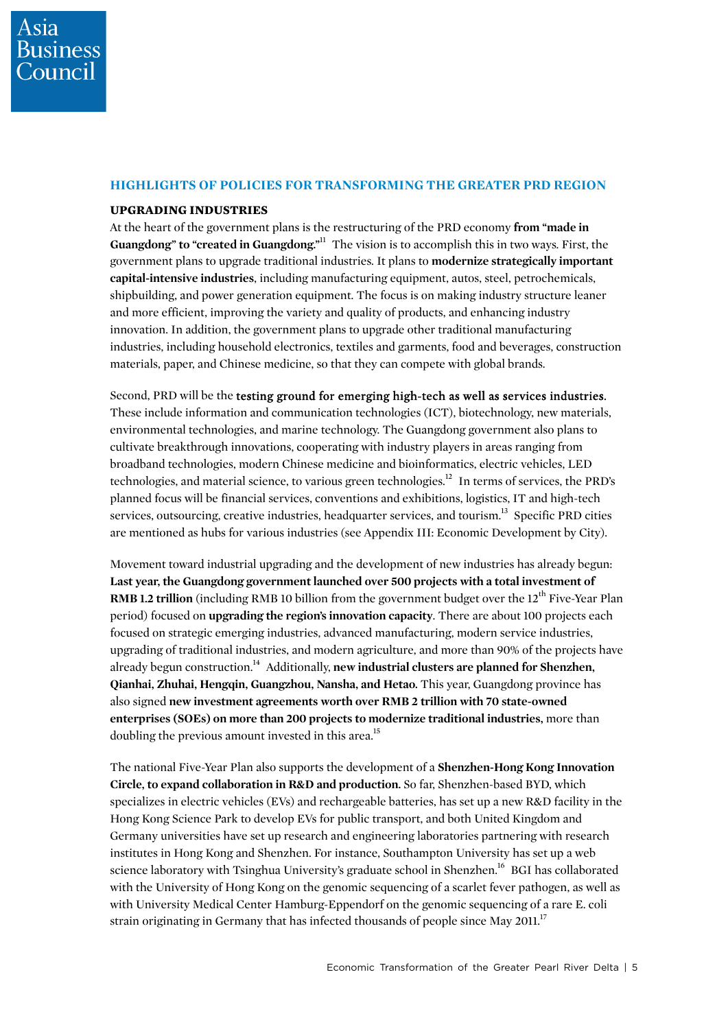## HIGHLIGHTS OF POLICIES FOR TRANSFORMING THE GREATER PRD REGION

### UPGRADING INDUSTRIES

At the heart of the government plans is the restructuring of the PRD economy **from "made in Guangdong" to "created in Guangdong."**[11] The vision is to accomplish this in two ways. First, the government plans to upgrade traditional industries. It plans to **modernize strategically important capital-intensive industries**, including manufacturing equipment, autos, steel, petrochemicals, shipbuilding, and power generation equipment. The focus is on making industry structure leaner and more efficient, improving the variety and quality of products, and enhancing industry innovation. In addition, the government plans to upgrade other traditional manufacturing industries, including household electronics, textiles and garments, food and beverages, construction materials, paper, and Chinese medicine, so that they can compete with global brands.

Second, PRD will be the **testing ground for emerging high-tech as well as services industries.** These include information and communication technologies (ICT), biotechnology, new materials, environmental technologies, and marine technology. The Guangdong government also plans to cultivate breakthrough innovations, cooperating with industry players in areas ranging from broadband technologies, modern Chinese medicine and bioinformatics, electric vehicles, LED technologies, and material science, to various green technologies.[12] In terms of services, the PRD's planned focus will be financial services, conventions and exhibitions, logistics, IT and high-tech services, outsourcing, creative industries, headquarter services, and tourism.[13] Specific PRD cities are mentioned as hubs for various industries (see Appendix III: Economic Development by City).

Movement toward industrial upgrading and the development of new industries has already begun: **Last year, the Guangdong government launched over 500 projects with a total investment of RMB 1.2 trillion** (including RMB 10 billion from the government budget over the 12th Five-Year Plan period) focused on **upgrading the region's innovation capacity**. There are about 100 projects each focused on strategic emerging industries, advanced manufacturing, modern service industries, upgrading of traditional industries, and modern agriculture, and more than 90% of the projects have already begun construction.[14] Additionally, **new industrial clusters are planned for Shenzhen, Qianhai, Zhuhai, Hengqin, Guangzhou, Nansha, and Hetao.** This year, Guangdong province has also signed **new investment agreements worth over RMB 2 trillion with 70 state-owned enterprises (SOEs) on more than 200 projects to modernize traditional industries,** more than doubling the previous amount invested in this area.[15]

The national Five-Year Plan also supports the development of a **Shenzhen-Hong Kong Innovation Circle, to expand collaboration in R&D and production.** So far, Shenzhen-based BYD, which specializes in electric vehicles (EVs) and rechargeable batteries, has set up a new R&D facility in the Hong Kong Science Park to develop EVs for public transport, and both United Kingdom and Germany universities have set up research and engineering laboratories partnering with research institutes in Hong Kong and Shenzhen. For instance, Southampton University has set up a web science laboratory with Tsinghua University's graduate school in Shenzhen.[16] BGI has collaborated with the University of Hong Kong on the genomic sequencing of a scarlet fever pathogen, as well as with University Medical Center Hamburg-Eppendorf on the genomic sequencing of a rare E. coli strain originating in Germany that has infected thousands of people since May 2011.[17]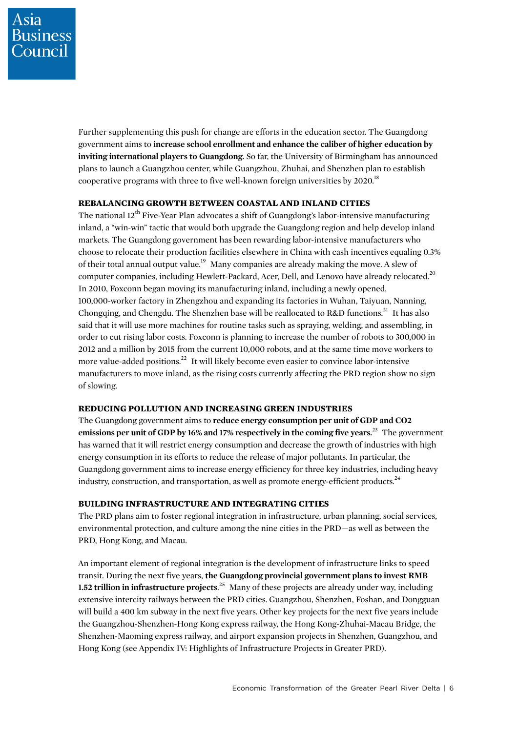Further supplementing this push for change are efforts in the education sector. The Guangdong government aims to **increase school enrollment and enhance the caliber of higher education by inviting international players to Guangdong.** So far, the University of Birmingham has announced plans to launch a Guangzhou center, while Guangzhou, Zhuhai, and Shenzhen plan to establish cooperative programs with three to five well-known foreign universities by 2020.[18]

## REBALANCING GROWTH BETWEEN COASTAL AND INLAND CITIES

The national 12th Five-Year Plan advocates a shift of Guangdong's labor-intensive manufacturing inland, a "win-win" tactic that would both upgrade the Guangdong region and help develop inland markets. The Guangdong government has been rewarding labor-intensive manufacturers who choose to relocate their production facilities elsewhere in China with cash incentives equaling 0.3% of their total annual output value.[19] Many companies are already making the move. A slew of computer companies, including Hewlett-Packard, Acer, Dell, and Lenovo have already relocated.[20] In 2010, Foxconn began moving its manufacturing inland, including a newly opened, 100,000-worker factory in Zhengzhou and expanding its factories in Wuhan, Taiyuan, Nanning, Chongqing, and Chengdu. The Shenzhen base will be reallocated to R&D functions.[21] It has also said that it will use more machines for routine tasks such as spraying, welding, and assembling, in order to cut rising labor costs. Foxconn is planning to increase the number of robots to 300,000 in 2012 and a million by 2015 from the current 10,000 robots, and at the same time move workers to more value-added positions.[22] It will likely become even easier to convince labor-intensive manufacturers to move inland, as the rising costs currently affecting the PRD region show no sign of slowing.

## REDUCING POLLUTION AND INCREASING GREEN INDUSTRIES

The Guangdong government aims to **reduce energy consumption per unit of GDP and CO2 emissions per unit of GDP by 16% and 17% respectively in the coming five years.**[23] The government has warned that it will restrict energy consumption and decrease the growth of industries with high energy consumption in its efforts to reduce the release of major pollutants. In particular, the Guangdong government aims to increase energy efficiency for three key industries, including heavy industry, construction, and transportation, as well as promote energy-efficient products.[24]

## BUILDING INFRASTRUCTURE AND INTEGRATING CITIES

The PRD plans aim to foster regional integration in infrastructure, urban planning, social services, environmental protection, and culture among the nine cities in the PRD—as well as between the PRD, Hong Kong, and Macau.

An important element of regional integration is the development of infrastructure links to speed transit. During the next five years, **the Guangdong provincial government plans to invest RMB 1.52 trillion in infrastructure projects**.[25] Many of these projects are already under way, including extensive intercity railways between the PRD cities. Guangzhou, Shenzhen, Foshan, and Dongguan will build a 400 km subway in the next five years. Other key projects for the next five years include the Guangzhou-Shenzhen-Hong Kong express railway, the Hong Kong-Zhuhai-Macau Bridge, the Shenzhen-Maoming express railway, and airport expansion projects in Shenzhen, Guangzhou, and Hong Kong (see Appendix IV: Highlights of Infrastructure Projects in Greater PRD).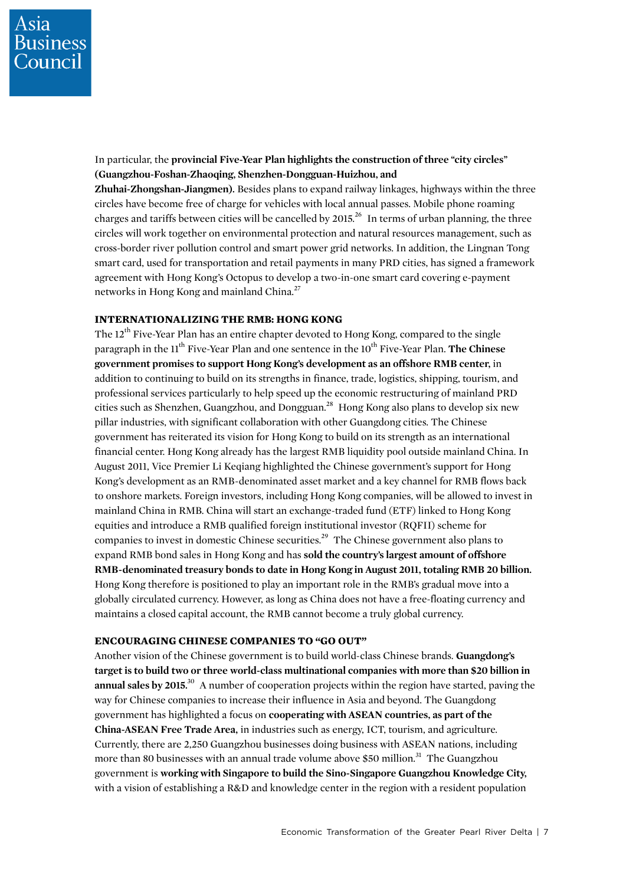In particular, the **provincial Five-Year Plan highlights the construction of three "city circles" (Guangzhou-Foshan-Zhaoqing, Shenzhen-Dongguan-Huizhou, and Zhuhai-Zhongshan-Jiangmen).** Besides plans to expand railway linkages, highways within the three circles have become free of charge for vehicles with local annual passes. Mobile phone roaming charges and tariffs between cities will be cancelled by 2015.[26] In terms of urban planning, the three circles will work together on environmental protection and natural resources management, such as cross-border river pollution control and smart power grid networks. In addition, the Lingnan Tong smart card, used for transportation and retail payments in many PRD cities, has signed a framework agreement with Hong Kong's Octopus to develop a two-in-one smart card covering e-payment networks in Hong Kong and mainland China.[27]

### INTERNATIONALIZING THE RMB: HONG KONG

The 12th Five-Year Plan has an entire chapter devoted to Hong Kong, compared to the single paragraph in the 11th Five-Year Plan and one sentence in the 10th Five-Year Plan. **The Chinese government promises to support Hong Kong's development as an offshore RMB center,** in addition to continuing to build on its strengths in finance, trade, logistics, shipping, tourism, and professional services particularly to help speed up the economic restructuring of mainland PRD cities such as Shenzhen, Guangzhou, and Dongguan.[28] Hong Kong also plans to develop six new pillar industries, with significant collaboration with other Guangdong cities. The Chinese government has reiterated its vision for Hong Kong to build on its strength as an international financial center. Hong Kong already has the largest RMB liquidity pool outside mainland China. In August 2011, Vice Premier Li Keqiang highlighted the Chinese government's support for Hong Kong's development as an RMB-denominated asset market and a key channel for RMB flows back to onshore markets. Foreign investors, including Hong Kong companies, will be allowed to invest in mainland China in RMB. China will start an exchange-traded fund (ETF) linked to Hong Kong equities and introduce a RMB qualified foreign institutional investor (RQFII) scheme for companies to invest in domestic Chinese securities.[29] The Chinese government also plans to expand RMB bond sales in Hong Kong and has **sold the country's largest amount of offshore RMB-denominated treasury bonds to date in Hong Kong in August 2011, totaling RMB 20 billion.** Hong Kong therefore is positioned to play an important role in the RMB's gradual move into a globally circulated currency. However, as long as China does not have a free-floating currency and maintains a closed capital account, the RMB cannot become a truly global currency.

### ENCOURAGING CHINESE COMPANIES TO "GO OUT"

Another vision of the Chinese government is to build world-class Chinese brands. **Guangdong's target is to build two or three world-class multinational companies with more than $20 billion in annual sales by 2015.**[30] A number of cooperation projects within the region have started, paving the way for Chinese companies to increase their influence in Asia and beyond. The Guangdong government has highlighted a focus on **cooperating with ASEAN countries, as part of the China-ASEAN Free Trade Area,** in industries such as energy, ICT, tourism, and agriculture. Currently, there are 2,250 Guangzhou businesses doing business with ASEAN nations, including more than 80 businesses with an annual trade volume above $50 million.[31] The Guangzhou government is **working with Singapore to build the Sino-Singapore Guangzhou Knowledge City,** with a vision of establishing a R&D and knowledge center in the region with a resident population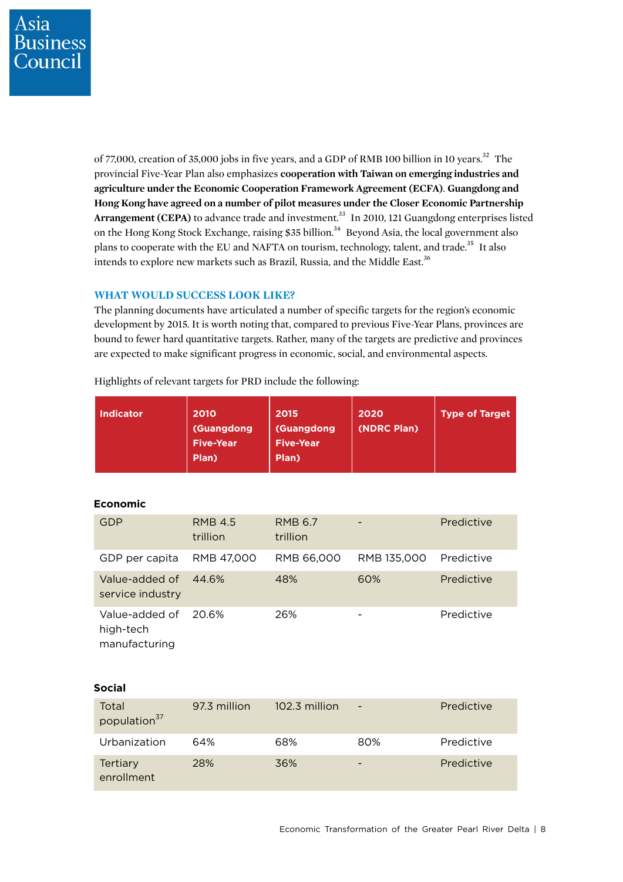of 77,000, creation of 35,000 jobs in five years, and a GDP of RMB 100 billion in 10 years.[32] The provincial Five-Year Plan also emphasizes **cooperation with Taiwan on emerging industries and agriculture under the Economic Cooperation Framework Agreement (ECFA)**. **Guangdong and Hong Kong have agreed on a number of pilot measures under the Closer Economic Partnership Arrangement (CEPA)** to advance trade and investment.[33] In 2010, 121 Guangdong enterprises listed on the Hong Kong Stock Exchange, raising $35 billion.[34] Beyond Asia, the local government also plans to cooperate with the EU and NAFTA on tourism, technology, talent, and trade.[35] It also intends to explore new markets such as Brazil, Russia, and the Middle East.[36]

## WHAT WOULD SUCCESS LOOK LIKE?

The planning documents have articulated a number of specific targets for the region's economic development by 2015. It is worth noting that, compared to previous Five-Year Plans, provinces are bound to fewer hard quantitative targets. Rather, many of the targets are predictive and provinces are expected to make significant progress in economic, social, and environmental aspects.

Highlights of relevant targets for PRD include the following:

| Indicator | 2010 (Guangdong Five-Year Plan) | 2015 (Guangdong Five-Year Plan) | 2020 (NDRC Plan) | Type of Target |
|---|---|---|---|---|
| **Economic** | | | | |
| GDP | RMB 4.5 trillion | RMB 6.7 trillion | - | Predictive |
| GDP per capita | RMB 47,000 | RMB 66,000 | RMB 135,000 | Predictive |
| Value-added of service industry | 44.6% | 48% | 60% | Predictive |
| Value-added of high-tech manufacturing | 20.6% | 26% | - | Predictive |
| **Social** | | | | |
| Total population[37] | 97.3 million | 102.3 million | - | Predictive |
| Urbanization | 64% | 68% | 80% | Predictive |
| Tertiary enrollment | 28% | 36% | - | Predictive |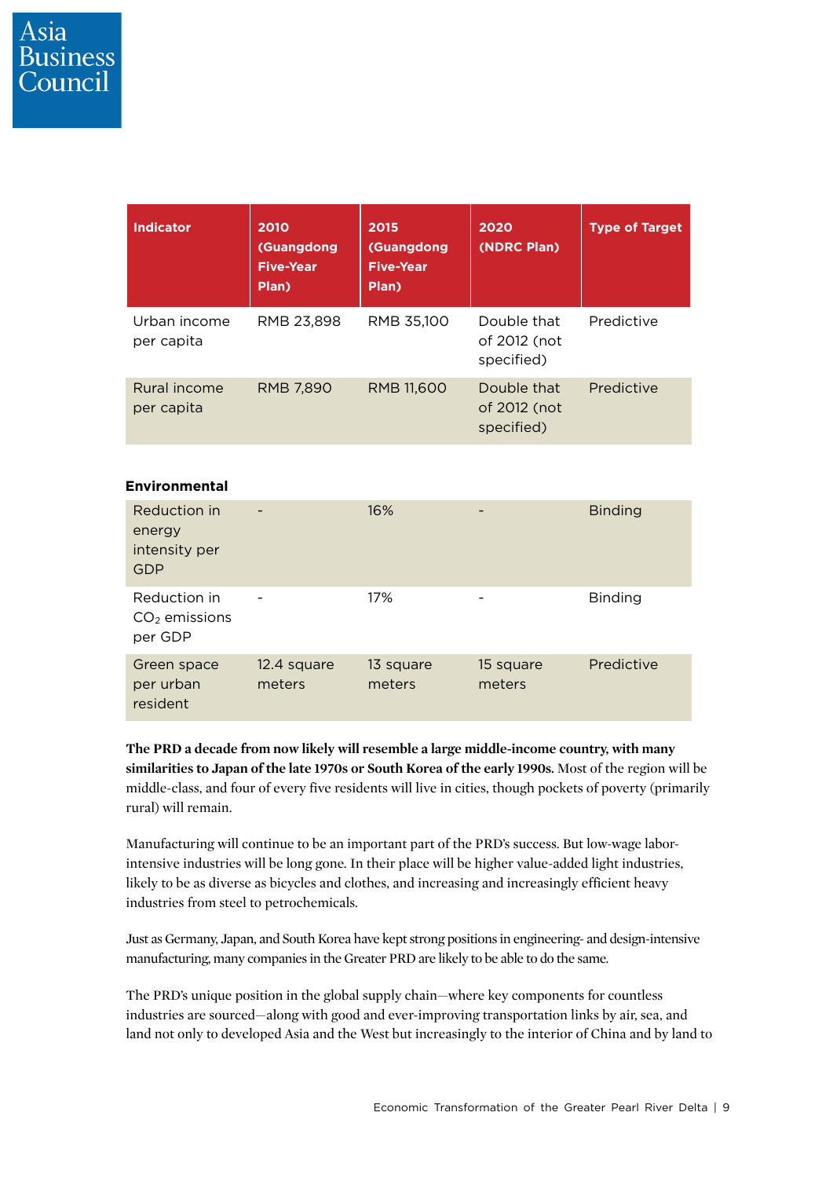| Indicator | 2010 (Guangdong Five-Year Plan) | 2015 (Guangdong Five-Year Plan) | 2020 (NDRC Plan) | Type of Target |
|---|---|---|---|---|
| Urban income per capita | RMB 23,898 | RMB 35,100 | Double that of 2012 (not specified) | Predictive |
| Rural income per capita | RMB 7,890 | RMB 11,600 | Double that of 2012 (not specified) | Predictive |
| **Environmental** | | | | |
| Reduction in energy intensity per GDP | - | 16% | - | Binding |
| Reduction in $CO_2$ emissions per GDP | - | 17% | - | Binding |
| Green space per urban resident | 12.4 square meters | 13 square meters | 15 square meters | Predictive |

**The PRD a decade from now likely will resemble a large middle-income country, with many similarities to Japan of the late 1970s or South Korea of the early 1990s.** Most of the region will be middle-class, and four of every five residents will live in cities, though pockets of poverty (primarily rural) will remain.

Manufacturing will continue to be an important part of the PRD's success. But low-wage labor-intensive industries will be long gone. In their place will be higher value-added light industries, likely to be as diverse as bicycles and clothes, and increasing and increasingly efficient heavy industries from steel to petrochemicals.

Just as Germany, Japan, and South Korea have kept strong positions in engineering- and design-intensive manufacturing, many companies in the Greater PRD are likely to be able to do the same.

The PRD's unique position in the global supply chain—where key components for countless industries are sourced—along with good and ever-improving transportation links by air, sea, and land not only to developed Asia and the West but increasingly to the interior of China and by land to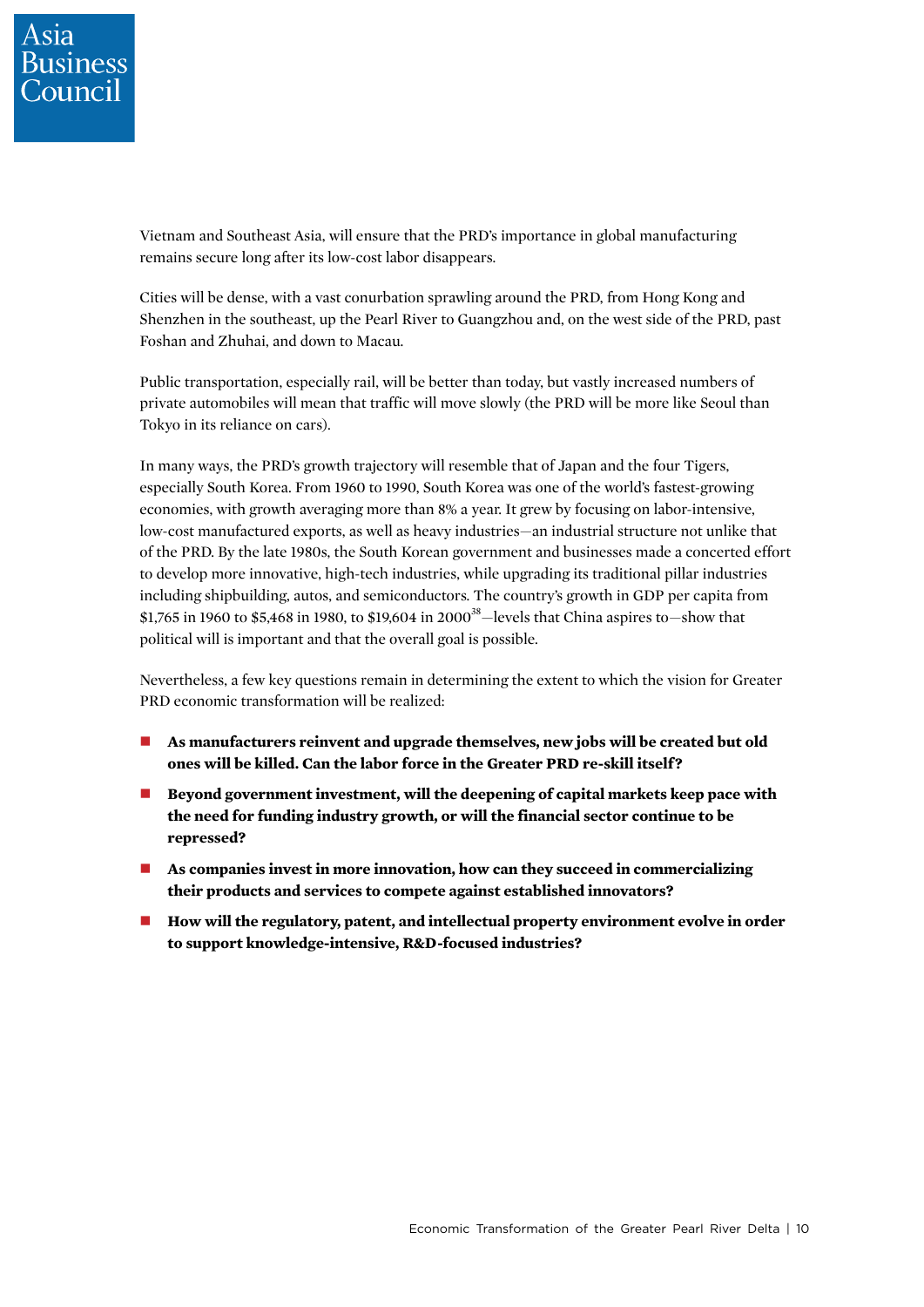Vietnam and Southeast Asia, will ensure that the PRD's importance in global manufacturing remains secure long after its low-cost labor disappears.

Cities will be dense, with a vast conurbation sprawling around the PRD, from Hong Kong and Shenzhen in the southeast, up the Pearl River to Guangzhou and, on the west side of the PRD, past Foshan and Zhuhai, and down to Macau.

Public transportation, especially rail, will be better than today, but vastly increased numbers of private automobiles will mean that traffic will move slowly (the PRD will be more like Seoul than Tokyo in its reliance on cars).

In many ways, the PRD's growth trajectory will resemble that of Japan and the four Tigers, especially South Korea. From 1960 to 1990, South Korea was one of the world's fastest-growing economies, with growth averaging more than 8% a year. It grew by focusing on labor-intensive, low-cost manufactured exports, as well as heavy industries—an industrial structure not unlike that of the PRD. By the late 1980s, the South Korean government and businesses made a concerted effort to develop more innovative, high-tech industries, while upgrading its traditional pillar industries including shipbuilding, autos, and semiconductors. The country's growth in GDP per capita from $1,765 in 1960 to $5,468 in 1980, to $19,604 in 2000[38]—levels that China aspires to—show that political will is important and that the overall goal is possible.

Nevertheless, a few key questions remain in determining the extent to which the vision for Greater PRD economic transformation will be realized:

- **As manufacturers reinvent and upgrade themselves, new jobs will be created but old ones will be killed. Can the labor force in the Greater PRD re-skill itself?**
- **Beyond government investment, will the deepening of capital markets keep pace with the need for funding industry growth, or will the financial sector continue to be repressed?**
- **As companies invest in more innovation, how can they succeed in commercializing their products and services to compete against established innovators?**
- **How will the regulatory, patent, and intellectual property environment evolve in order to support knowledge-intensive, R&D-focused industries?**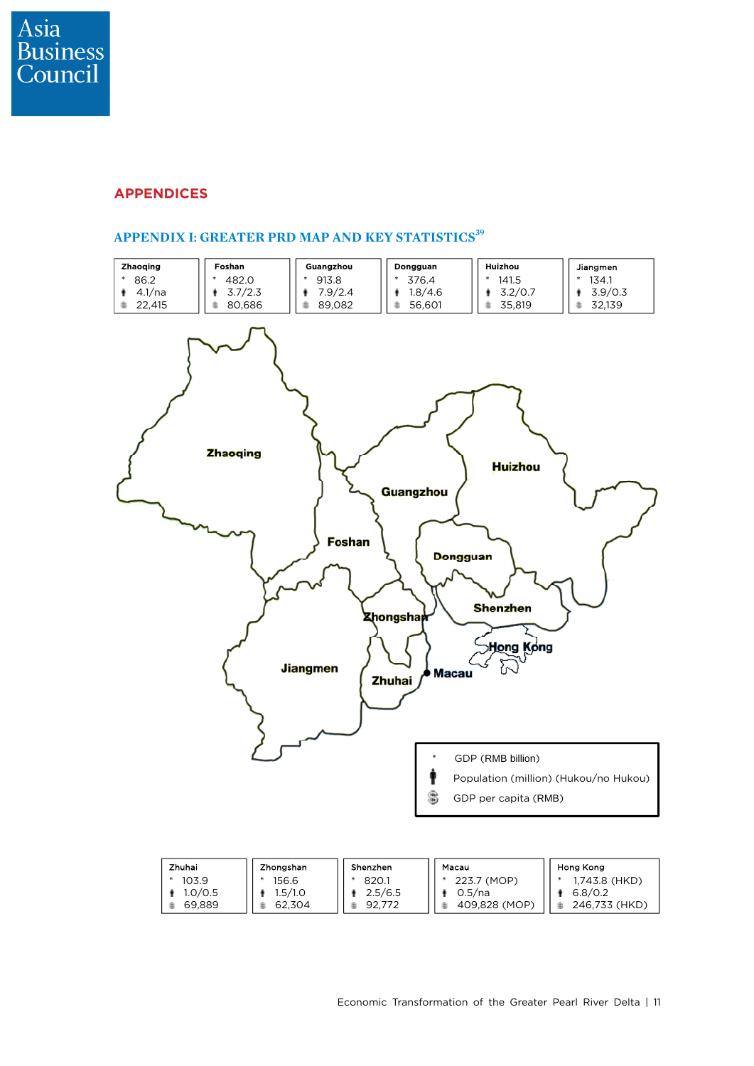## APPENDICES

### APPENDIX I: GREATER PRD MAP AND KEY STATISTICS[39]

| Zhaoqing | Foshan | Guangzhou | Dongguan | Huizhou | Jiangmen |
|---|---|---|---|---|---|
| * 86.2 | * 482.0 | * 913.8 | * 376.4 | * 141.5 | * 134.1 |
| 4.1/na | 3.7/2.3 | 7.9/2.4 | 1.8/4.6 | 3.2/0.7 | 3.9/0.3 |
| 22,415 | 80,686 | 89,082 | 56,601 | 35,819 | 32,139 |

Zhaoqing, Foshan, Guangzhou, Huizhou, Dongguan, Shenzhen, Zhongshan, Jiangmen, Zhuhai, Macau, Hong Kong

| Legend | |
|---|---|
| * | GDP (RMB billion) |
| Population icon | Population (million) (Hukou/no Hukou) |
| GDP per capita icon | GDP per capita (RMB) |

| Zhuhai | Zhongshan | Shenzhen | Macau | Hong Kong |
|---|---|---|---|---|
| * 103.9 | * 156.6 | * 820.1 | * 223.7 (MOP) | * 1,743.8 (HKD) |
| 1.0/0.5 | 1.5/1.0 | 2.5/6.5 | 0.5/na | 6.8/0.2 |
| 69,889 | 62,304 | 92,772 | 409,828 (MOP) | 246,733 (HKD) |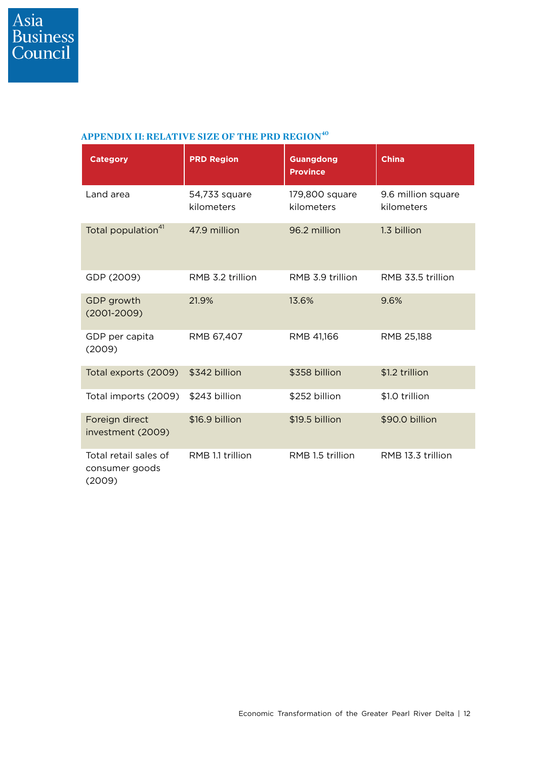## APPENDIX II: RELATIVE SIZE OF THE PRD REGION[40]

| Category | PRD Region | Guangdong Province | China |
|---|---|---|---|
| Land area | 54,733 square kilometers | 179,800 square kilometers | 9.6 million square kilometers |
| Total population[41] | 47.9 million | 96.2 million | 1.3 billion |
| GDP (2009) | RMB 3.2 trillion | RMB 3.9 trillion | RMB 33.5 trillion |
| GDP growth (2001-2009) | 21.9% | 13.6% | 9.6% |
| GDP per capita (2009) | RMB 67,407 | RMB 41,166 | RMB 25,188 |
| Total exports (2009) | $342 billion | $358 billion | $1.2 trillion |
| Total imports (2009) | $243 billion | $252 billion | $1.0 trillion |
| Foreign direct investment (2009) | $16.9 billion | $19.5 billion | $90.0 billion |
| Total retail sales of consumer goods (2009) | RMB 1.1 trillion | RMB 1.5 trillion | RMB 13.3 trillion |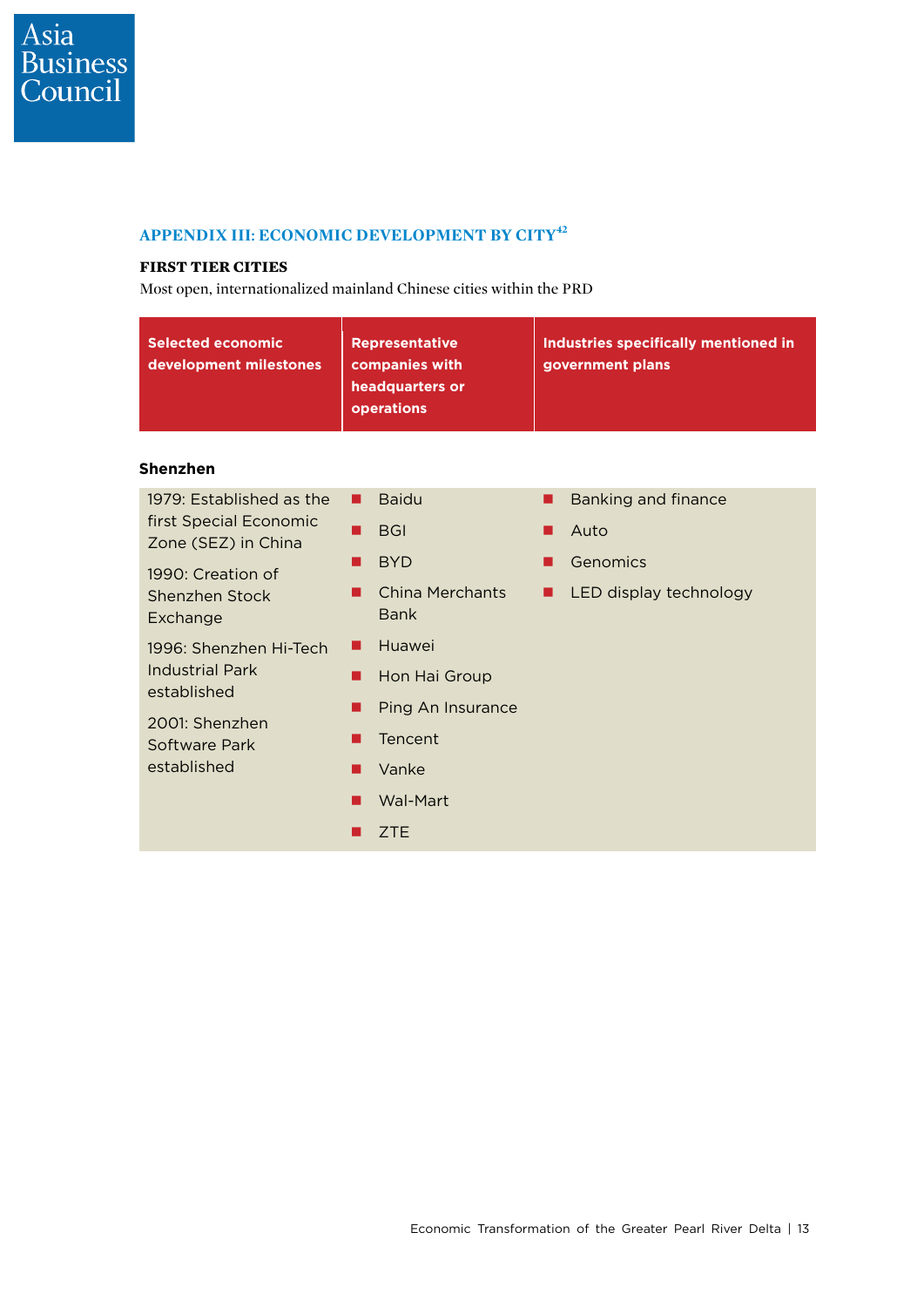## APPENDIX III: ECONOMIC DEVELOPMENT BY CITY[42]

### FIRST TIER CITIES

Most open, internationalized mainland Chinese cities within the PRD

| Selected economic development milestones | Representative companies with headquarters or operations | Industries specifically mentioned in government plans |
|---|---|---|
| **Shenzhen** | | |
| 1979: Established as the first Special Economic Zone (SEZ) in China<br>1990: Creation of Shenzhen Stock Exchange<br>1996: Shenzhen Hi-Tech Industrial Park established<br>2001: Shenzhen Software Park established | Baidu<br>BGI<br>BYD<br>China Merchants Bank<br>Huawei<br>Hon Hai Group<br>Ping An Insurance<br>Tencent<br>Vanke<br>Wal-Mart<br>ZTE | Banking and finance<br>Auto<br>Genomics<br>LED display technology |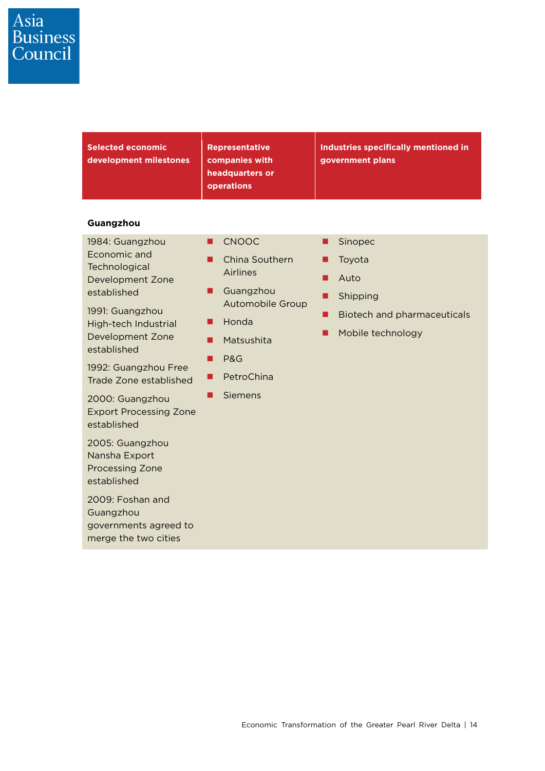| Selected economic development milestones | Representative companies with headquarters or operations | Industries specifically mentioned in government plans |
|---|---|---|
| **Guangzhou** | | |
| 1984: Guangzhou Economic and Technological Development Zone established<br><br>1991: Guangzhou High-tech Industrial Development Zone established<br><br>1992: Guangzhou Free Trade Zone established<br><br>2000: Guangzhou Export Processing Zone established<br><br>2005: Guangzhou Nansha Export Processing Zone established<br><br>2009: Foshan and Guangzhou governments agreed to merge the two cities | ■ CNOOC<br>■ China Southern Airlines<br>■ Guangzhou Automobile Group<br>■ Honda<br>■ Matsushita<br>■ P&G<br>■ PetroChina<br>■ Siemens | ■ Sinopec<br>■ Toyota<br>■ Auto<br>■ Shipping<br>■ Biotech and pharmaceuticals<br>■ Mobile technology |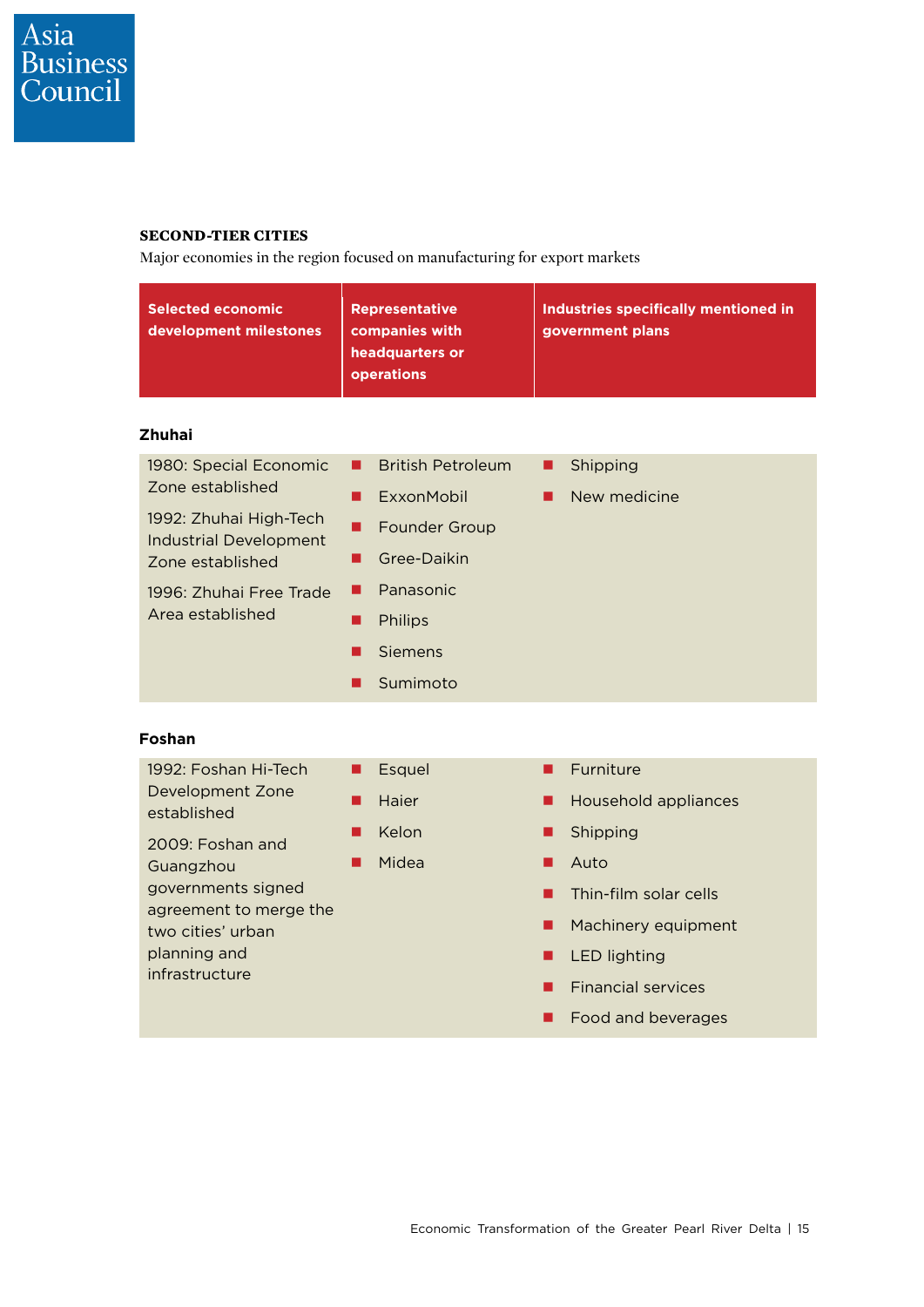**SECOND-TIER CITIES**

Major economies in the region focused on manufacturing for export markets

| Selected economic development milestones | Representative companies with headquarters or operations | Industries specifically mentioned in government plans |
|---|---|---|
| **Zhuhai** | | |
| 1980: Special Economic Zone established<br>1992: Zhuhai High-Tech Industrial Development Zone established<br>1996: Zhuhai Free Trade Area established | British Petroleum<br>ExxonMobil<br>Founder Group<br>Gree-Daikin<br>Panasonic<br>Philips<br>Siemens<br>Sumimoto | Shipping<br>New medicine |
| **Foshan** | | |
| 1992: Foshan Hi-Tech Development Zone established<br>2009: Foshan and Guangzhou governments signed agreement to merge the two cities' urban planning and infrastructure | Esquel<br>Haier<br>Kelon<br>Midea | Furniture<br>Household appliances<br>Shipping<br>Auto<br>Thin-film solar cells<br>Machinery equipment<br>LED lighting<br>Financial services<br>Food and beverages |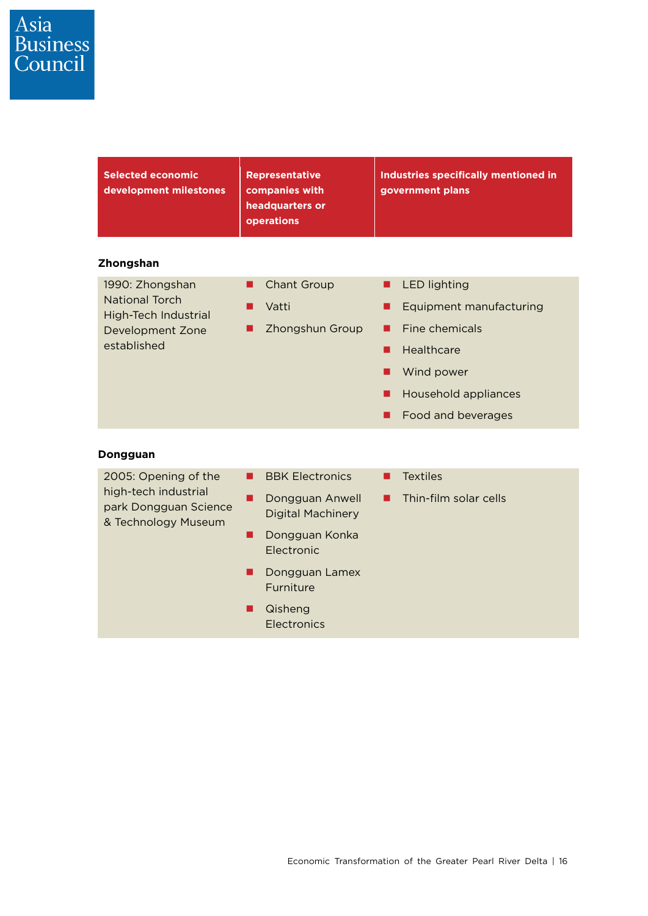| Selected economic development milestones | Representative companies with headquarters or operations | Industries specifically mentioned in government plans |
|---|---|---|
| **Zhongshan** | | |
| 1990: Zhongshan National Torch High-Tech Industrial Development Zone established | ■ Chant Group<br>■ Vatti<br>■ Zhongshun Group | ■ LED lighting<br>■ Equipment manufacturing<br>■ Fine chemicals<br>■ Healthcare<br>■ Wind power<br>■ Household appliances<br>■ Food and beverages |
| **Dongguan** | | |
| 2005: Opening of the high-tech industrial park Dongguan Science & Technology Museum | ■ BBK Electronics<br>■ Dongguan Anwell Digital Machinery<br>■ Dongguan Konka Electronic<br>■ Dongguan Lamex Furniture<br>■ Qisheng Electronics | ■ Textiles<br>■ Thin-film solar cells |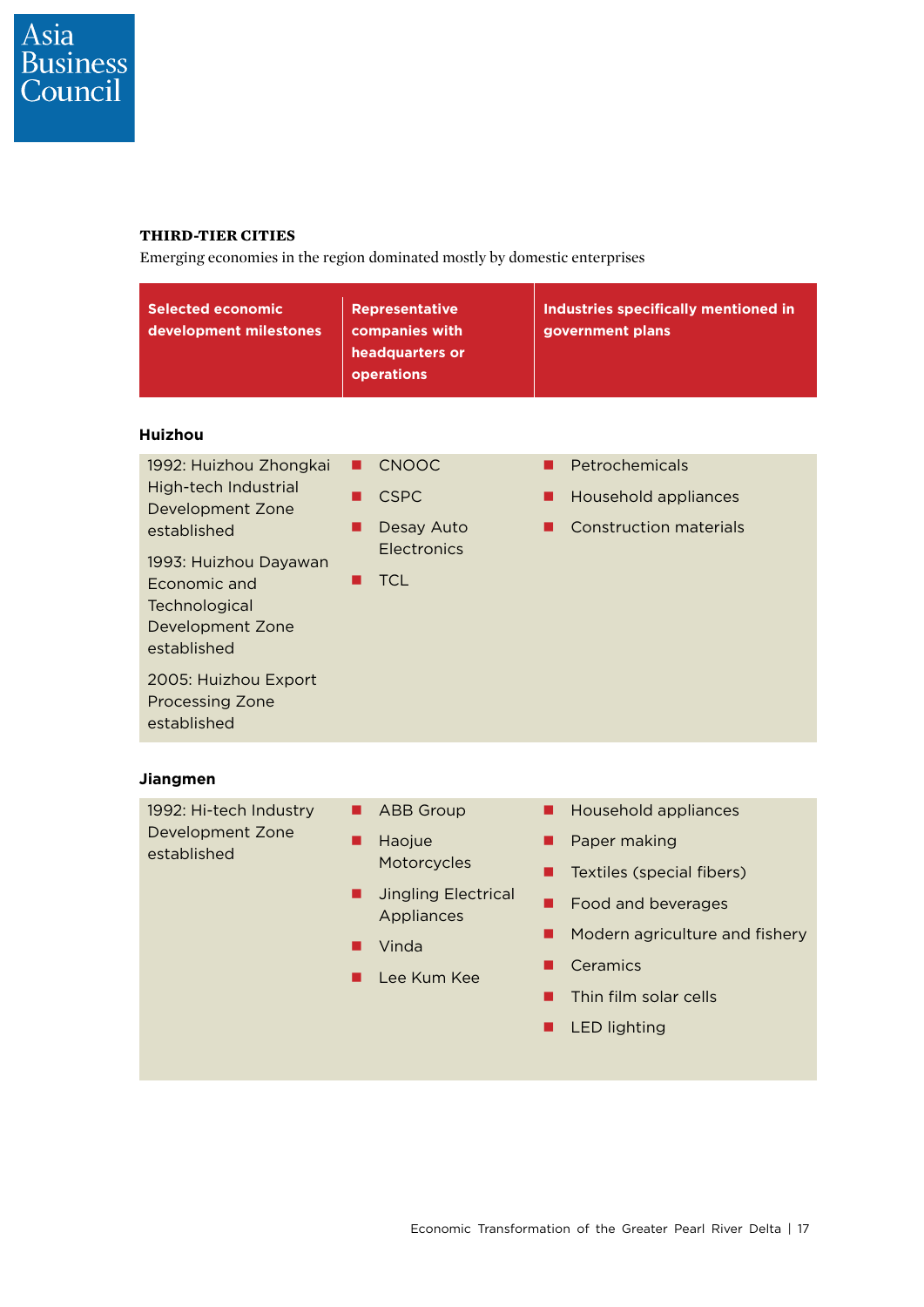### THIRD-TIER CITIES

Emerging economies in the region dominated mostly by domestic enterprises

| Selected economic development milestones | Representative companies with headquarters or operations | Industries specifically mentioned in government plans |
|---|---|---|
| **Huizhou** | | |
| 1992: Huizhou Zhongkai High-tech Industrial Development Zone established<br>1993: Huizhou Dayawan Economic and Technological Development Zone established<br>2005: Huizhou Export Processing Zone established | ■ CNOOC<br>■ CSPC<br>■ Desay Auto Electronics<br>■ TCL | ■ Petrochemicals<br>■ Household appliances<br>■ Construction materials |
| **Jiangmen** | | |
| 1992: Hi-tech Industry Development Zone established | ■ ABB Group<br>■ Haojue Motorcycles<br>■ Jingling Electrical Appliances<br>■ Vinda<br>■ Lee Kum Kee | ■ Household appliances<br>■ Paper making<br>■ Textiles (special fibers)<br>■ Food and beverages<br>■ Modern agriculture and fishery<br>■ Ceramics<br>■ Thin film solar cells<br>■ LED lighting |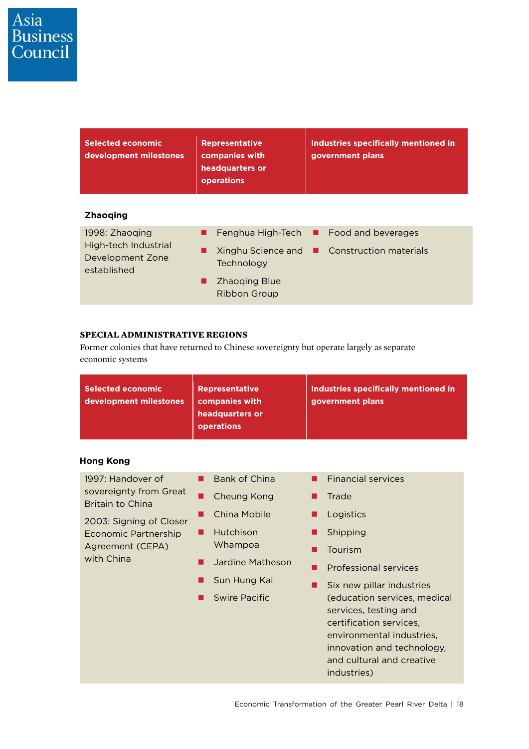| Selected economic development milestones | Representative companies with headquarters or operations | Industries specifically mentioned in government plans |
|---|---|---|
| **Zhaoqing** | | |
| 1998: Zhaoqing High-tech Industrial Development Zone established | ■ Fenghua High-Tech<br>■ Xinghu Science and Technology<br>■ Zhaoqing Blue Ribbon Group | ■ Food and beverages<br>■ Construction materials |

**SPECIAL ADMINISTRATIVE REGIONS**

Former colonies that have returned to Chinese sovereignty but operate largely as separate economic systems

| Selected economic development milestones | Representative companies with headquarters or operations | Industries specifically mentioned in government plans |
|---|---|---|
| **Hong Kong** | | |
| 1997: Handover of sovereignty from Great Britain to China<br>2003: Signing of Closer Economic Partnership Agreement (CEPA) with China | ■ Bank of China<br>■ Cheung Kong<br>■ China Mobile<br>■ Hutchison Whampoa<br>■ Jardine Matheson<br>■ Sun Hung Kai<br>■ Swire Pacific | ■ Financial services<br>■ Trade<br>■ Logistics<br>■ Shipping<br>■ Tourism<br>■ Professional services<br>■ Six new pillar industries (education services, medical services, testing and certification services, environmental industries, innovation and technology, and cultural and creative industries) |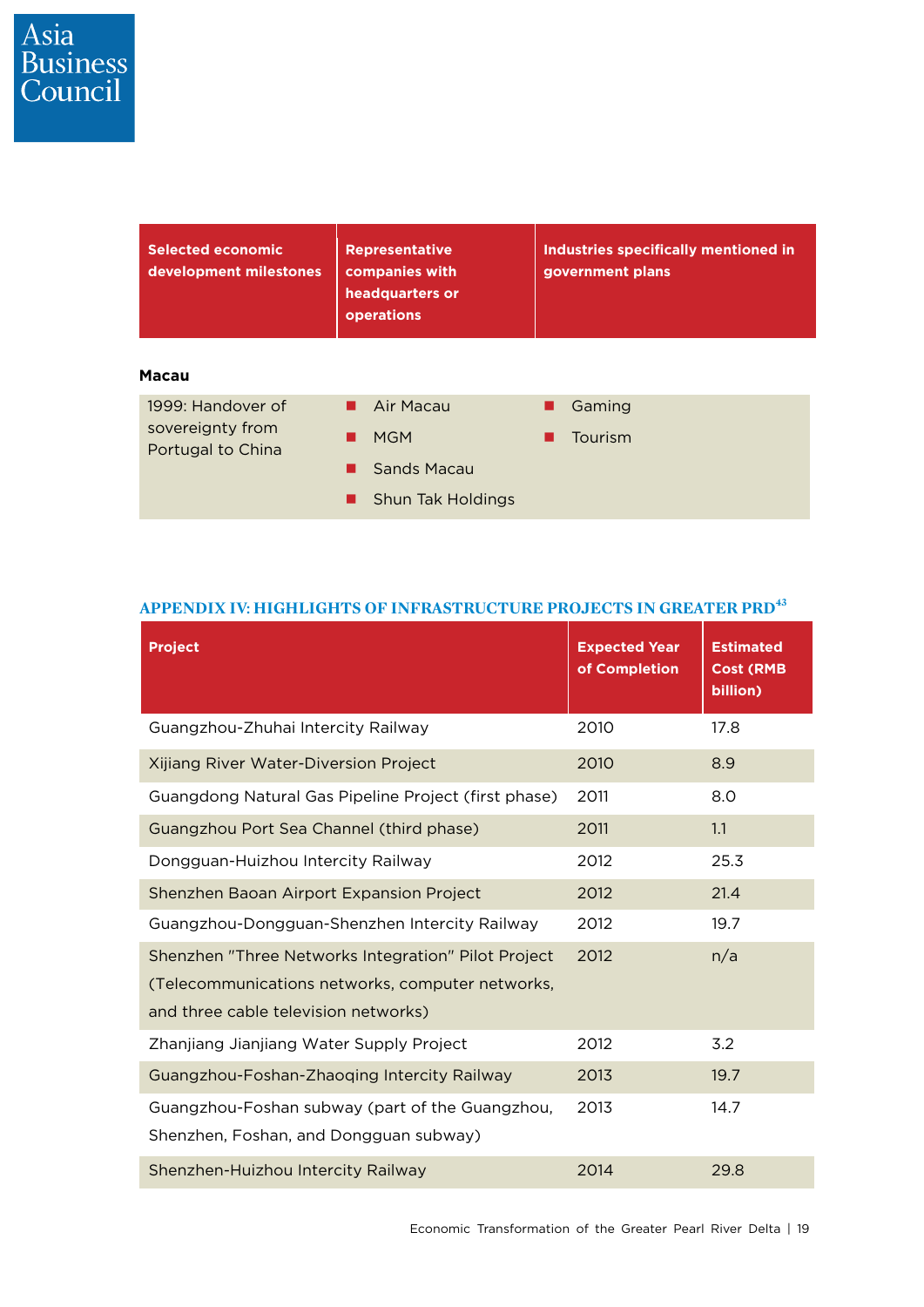| Selected economic development milestones | Representative companies with headquarters or operations | Industries specifically mentioned in government plans |
|---|---|---|
| **Macau** | | |
| 1999: Handover of sovereignty from Portugal to China | Air Macau<br>MGM<br>Sands Macau<br>Shun Tak Holdings | Gaming<br>Tourism |

## APPENDIX IV: HIGHLIGHTS OF INFRASTRUCTURE PROJECTS IN GREATER PRD[43]

| Project | Expected Year of Completion | Estimated Cost (RMB billion) |
|---|---|---|
| Guangzhou-Zhuhai Intercity Railway | 2010 | 17.8 |
| Xijiang River Water-Diversion Project | 2010 | 8.9 |
| Guangdong Natural Gas Pipeline Project (first phase) | 2011 | 8.0 |
| Guangzhou Port Sea Channel (third phase) | 2011 | 1.1 |
| Dongguan-Huizhou Intercity Railway | 2012 | 25.3 |
| Shenzhen Baoan Airport Expansion Project | 2012 | 21.4 |
| Guangzhou-Dongguan-Shenzhen Intercity Railway | 2012 | 19.7 |
| Shenzhen "Three Networks Integration" Pilot Project (Telecommunications networks, computer networks, and three cable television networks) | 2012 | n/a |
| Zhanjiang Jianjiang Water Supply Project | 2012 | 3.2 |
| Guangzhou-Foshan-Zhaoqing Intercity Railway | 2013 | 19.7 |
| Guangzhou-Foshan subway (part of the Guangzhou, Shenzhen, Foshan, and Dongguan subway) | 2013 | 14.7 |
| Shenzhen-Huizhou Intercity Railway | 2014 | 29.8 |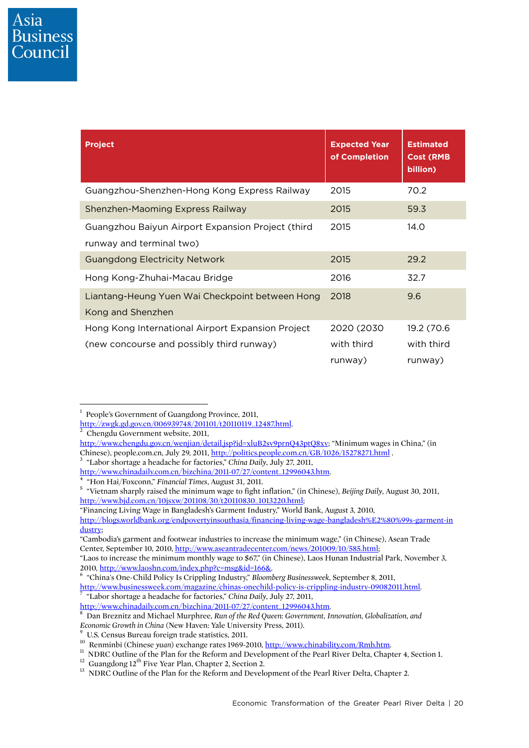| Project | Expected Year of Completion | Estimated Cost (RMB billion) |
|---|---|---|
| Guangzhou-Shenzhen-Hong Kong Express Railway | 2015 | 70.2 |
| Shenzhen-Maoming Express Railway | 2015 | 59.3 |
| Guangzhou Baiyun Airport Expansion Project (third runway and terminal two) | 2015 | 14.0 |
| Guangdong Electricity Network | 2015 | 29.2 |
| Hong Kong-Zhuhai-Macau Bridge | 2016 | 32.7 |
| Liantang-Heung Yuen Wai Checkpoint between Hong Kong and Shenzhen | 2018 | 9.6 |
| Hong Kong International Airport Expansion Project (new concourse and possibly third runway) | 2020 (2030 with third runway) | 19.2 (70.6 with third runway) |

---

[1] People's Government of Guangdong Province, 2011, http://zwgk.gd.gov.cn/006939748/201101/t20110119_12487.html.
[2] Chengdu Government website, 2011, http://www.chengdu.gov.cn/wenjian/detail.jsp?id=xluB2sv9prnQ43ptQ8xv; "Minimum wages in China," (in Chinese), people.com.cn, July 29, 2011, http://politics.people.com.cn/GB/1026/15278271.html .
[3] "Labor shortage a headache for factories," *China Daily*, July 27, 2011, http://www.chinadaily.com.cn/bizchina/2011-07/27/content_12996043.htm.
[4] "Hon Hai/Foxconn," *Financial Times*, August 31, 2011.
[5] "Vietnam sharply raised the minimum wage to fight inflation," (in Chinese), *Beijing Daily*, August 30, 2011, http://www.bjd.com.cn/10jsxw/201108/30/t20110830_1013220.html;
"Financing Living Wage in Bangladesh's Garment Industry," World Bank, August 3, 2010, http://blogs.worldbank.org/endpovertyinsouthasia/financing-living-wage-bangladesh%E2%80%99s-garment-industry;
"Cambodia's garment and footwear industries to increase the minimum wage," (in Chinese), Asean Trade Center, September 10, 2010, http://www.aseantradecenter.com/news/201009/10/585.html;
"Laos to increase the minimum monthly wage to $67," (in Chinese), Laos Hunan Industrial Park, November 3, 2010, http://www.laoshn.com/index.php?c=msg&id=166&.
[6] "China's One-Child Policy Is Crippling Industry," *Bloomberg Businessweek*, September 8, 2011, http://www.businessweek.com/magazine/chinas-onechild-policy-is-crippling-industry-09082011.html.
[7] "Labor shortage a headache for factories," *China Daily*, July 27, 2011, http://www.chinadaily.com.cn/bizchina/2011-07/27/content_12996043.htm.
[8] Dan Breznitz and Michael Murphree, *Run of the Red Queen: Government, Innovation, Globalization, and Economic Growth in China* (New Haven: Yale University Press, 2011).
[9] U.S. Census Bureau foreign trade statistics, 2011.
[10] Renminbi (Chinese *yuan*) exchange rates 1969-2010, http://www.chinability.com/Rmb.htm.
[11] NDRC Outline of the Plan for the Reform and Development of the Pearl River Delta, Chapter 4, Section 1.
[12] Guangdong 12th Five Year Plan, Chapter 2, Section 2.
[13] NDRC Outline of the Plan for the Reform and Development of the Pearl River Delta, Chapter 2.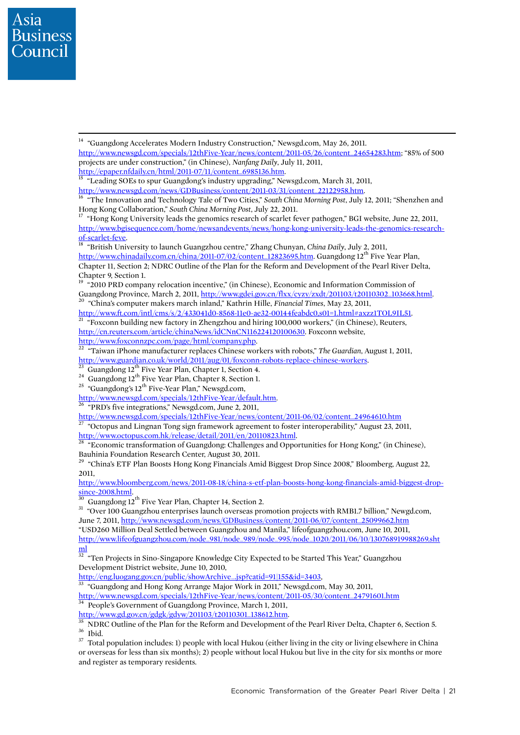[14] "Guangdong Accelerates Modern Industry Construction," Newsgd.com, May 26, 2011. http://www.newsgd.com/specials/12thFive-Year/news/content/2011-05/26/content_24654283.htm; "85% of 500 projects are under construction," (in Chinese), *Nanfang Daily*, July 11, 2011, http://epaper.nfdaily.cn/html/2011-07/11/content_6985136.htm.

[15] "Leading SOEs to spur Guangdong's industry upgrading," Newsgd.com, March 31, 2011, http://www.newsgd.com/news/GDBusiness/content/2011-03/31/content_22122958.htm.

[16] "The Innovation and Technology Tale of Two Cities," *South China Morning Post*, July 12, 2011; "Shenzhen and Hong Kong Collaboration," *South China Morning Post*, July 22, 2011.

[17] "Hong Kong University leads the genomics research of scarlet fever pathogen," BGI website, June 22, 2011, http://www.bgisequence.com/home/newsandevents/news/hong-kong-university-leads-the-genomics-research-of-scarlet-feve.

[18] "British University to launch Guangzhou centre," Zhang Chunyan, *China Daily*, July 2, 2011, http://www.chinadaily.com.cn/china/2011-07/02/content_12823695.htm. Guangdong 12th Five Year Plan, Chapter 11, Section 2; NDRC Outline of the Plan for the Reform and Development of the Pearl River Delta, Chapter 9, Section 1.

[19] "2010 PRD company relocation incentive," (in Chinese), Economic and Information Commission of Guangdong Province, March 2, 2011, http://www.gdei.gov.cn/flxx/cyzy/zxdt/201103/t20110302_103668.html.

[20] "China's computer makers march inland," Kathrin Hille, *Financial Times*, May 23, 2011, http://www.ft.com/intl/cms/s/2/433041d0-8568-11e0-ae32-00144feabdc0,s01=1.html#axzz1TOL9IL51.

[21] "Foxconn building new factory in Zhengzhou and hiring 100,000 workers," (in Chinese), Reuters, http://cn.reuters.com/article/chinaNews/idCNnCN116224120100630. Foxconn website, http://www.foxconnzpc.com/page/html/company.php.

[22] "Taiwan iPhone manufacturer replaces Chinese workers with robots," *The Guardian*, August 1, 2011, http://www.guardian.co.uk/world/2011/aug/01/foxconn-robots-replace-chinese-workers.

[23] Guangdong 12th Five Year Plan, Chapter 1, Section 4.

[24] Guangdong 12th Five Year Plan, Chapter 8, Section 1.

[25] "Guangdong's 12th Five-Year Plan," Newsgd.com, http://www.newsgd.com/specials/12thFive-Year/default.htm.

[26] "PRD's five integrations," Newsgd.com, June 2, 2011, http://www.newsgd.com/specials/12thFive-Year/news/content/2011-06/02/content_24964610.htm

[27] "Octopus and Lingnan Tong sign framework agreement to foster interoperability," August 23, 2011, http://www.octopus.com.hk/release/detail/2011/en/20110823.html.

[28] "Economic transformation of Guangdong: Challenges and Opportunities for Hong Kong," (in Chinese), Bauhinia Foundation Research Center, August 30, 2011.

[29] "China's ETF Plan Boosts Hong Kong Financials Amid Biggest Drop Since 2008," Bloomberg, August 22, 2011, http://www.bloomberg.com/news/2011-08-18/china-s-etf-plan-boosts-hong-kong-financials-amid-biggest-drop-since-2008.html.

[30] Guangdong 12th Five Year Plan, Chapter 14, Section 2.

[31] "Over 100 Guangzhou enterprises launch overseas promotion projects with RMB1.7 billion," Newgd.com, June 7, 2011, http://www.newsgd.com/news/GDBusiness/content/2011-06/07/content_25099662.htm "USD260 Million Deal Settled between Guangzhou and Manila," lifeofguangzhou.com, June 10, 2011, http://www.lifeofguangzhou.com/node_981/node_989/node_995/node_1020/2011/06/10/130768919988269.shtml

[32] "Ten Projects in Sino-Singapore Knowledge City Expected to be Started This Year," Guangzhou Development District website, June 10, 2010, http://eng.luogang.gov.cn/public/showArchive_.jsp?catid=91|155&id=3403.

[33] "Guangdong and Hong Kong Arrange Major Work in 2011," Newsgd.com, May 30, 2011, http://www.newsgd.com/specials/12thFive-Year/news/content/2011-05/30/content_24791601.htm

[34] People's Government of Guangdong Province, March 1, 2011, http://www.gd.gov.cn/gdgk/gdyw/201103/t20110301_138612.htm.

[35] NDRC Outline of the Plan for the Reform and Development of the Pearl River Delta, Chapter 6, Section 5.

[36] Ibid.

[37] Total population includes: 1) people with local Hukou (either living in the city or living elsewhere in China or overseas for less than six months); 2) people without local Hukou but live in the city for six months or more and register as temporary residents.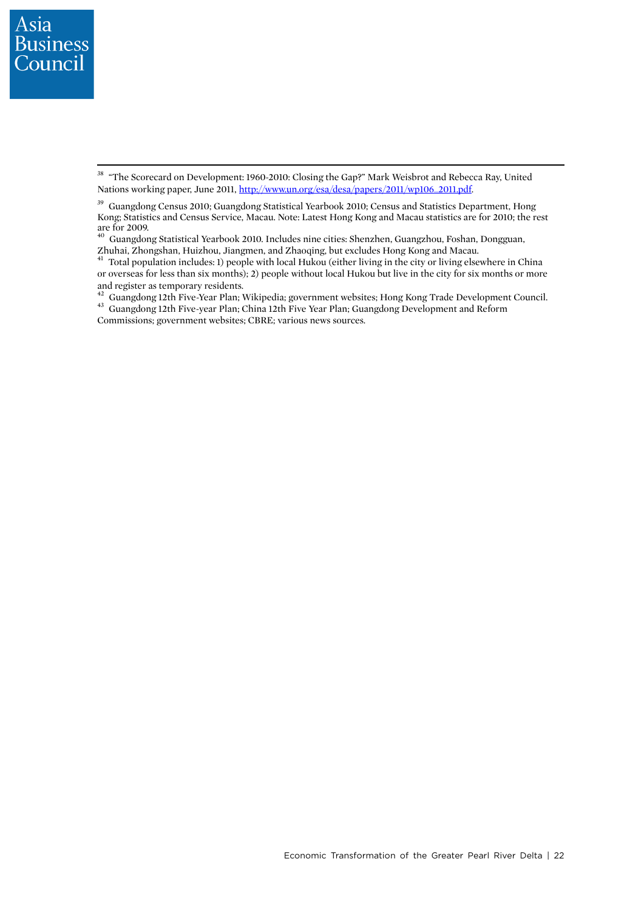[38] "The Scorecard on Development: 1960-2010: Closing the Gap?" Mark Weisbrot and Rebecca Ray, United Nations working paper, June 2011, http://www.un.org/esa/desa/papers/2011/wp106_2011.pdf.

[39] Guangdong Census 2010; Guangdong Statistical Yearbook 2010; Census and Statistics Department, Hong Kong; Statistics and Census Service, Macau. Note: Latest Hong Kong and Macau statistics are for 2010; the rest are for 2009.

[40] Guangdong Statistical Yearbook 2010. Includes nine cities: Shenzhen, Guangzhou, Foshan, Dongguan, Zhuhai, Zhongshan, Huizhou, Jiangmen, and Zhaoqing, but excludes Hong Kong and Macau.

[41] Total population includes: 1) people with local Hukou (either living in the city or living elsewhere in China or overseas for less than six months); 2) people without local Hukou but live in the city for six months or more and register as temporary residents.

[42] Guangdong 12th Five-Year Plan; Wikipedia; government websites; Hong Kong Trade Development Council.

[43] Guangdong 12th Five-year Plan; China 12th Five Year Plan; Guangdong Development and Reform Commissions; government websites; CBRE; various news sources.